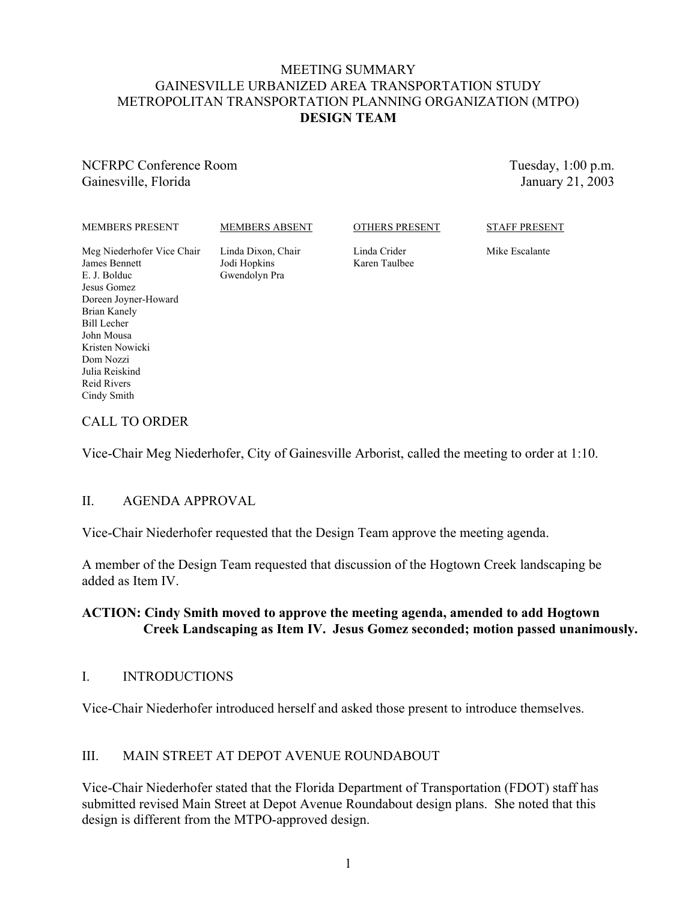# MEETING SUMMARY
# GAINESVILLE URBANIZED AREA TRANSPORTATION STUDY
# METROPOLITAN TRANSPORTATION PLANNING ORGANIZATION (MTPO)
# DESIGN TEAM

NCFRPC Conference Room
Gainesville, Florida

Tuesday, 1:00 p.m.
January 21, 2003

| MEMBERS PRESENT | MEMBERS ABSENT | OTHERS PRESENT | STAFF PRESENT |
|---|---|---|---|
| Meg Niederhofer Vice Chair | Linda Dixon, Chair | Linda Crider | Mike Escalante |
| James Bennett | Jodi Hopkins | Karen Taulbee | |
| E. J. Bolduc | Gwendolyn Pra | | |
| Jesus Gomez | | | |
| Doreen Joyner-Howard | | | |
| Brian Kanely | | | |
| Bill Lecher | | | |
| John Mousa | | | |
| Kristen Nowicki | | | |
| Dom Nozzi | | | |
| Julia Reiskind | | | |
| Reid Rivers | | | |
| Cindy Smith | | | |

## CALL TO ORDER

Vice-Chair Meg Niederhofer, City of Gainesville Arborist, called the meeting to order at 1:10.

## II. AGENDA APPROVAL

Vice-Chair Niederhofer requested that the Design Team approve the meeting agenda.

A member of the Design Team requested that discussion of the Hogtown Creek landscaping be added as Item IV.

**ACTION: Cindy Smith moved to approve the meeting agenda, amended to add Hogtown Creek Landscaping as Item IV. Jesus Gomez seconded; motion passed unanimously.**

## I. INTRODUCTIONS

Vice-Chair Niederhofer introduced herself and asked those present to introduce themselves.

## III. MAIN STREET AT DEPOT AVENUE ROUNDABOUT

Vice-Chair Niederhofer stated that the Florida Department of Transportation (FDOT) staff has submitted revised Main Street at Depot Avenue Roundabout design plans. She noted that this design is different from the MTPO-approved design.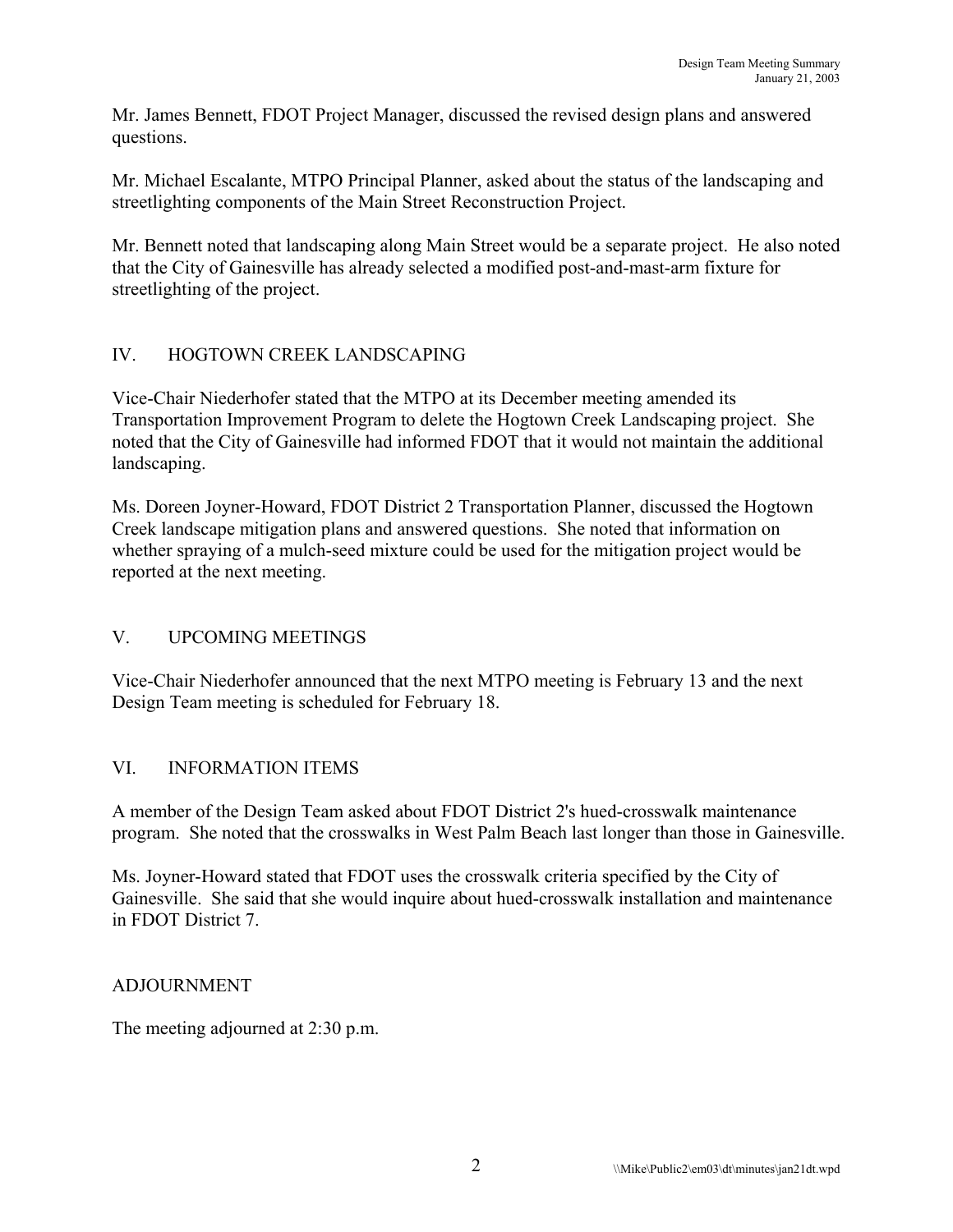Mr. James Bennett, FDOT Project Manager, discussed the revised design plans and answered questions.

Mr. Michael Escalante, MTPO Principal Planner, asked about the status of the landscaping and streetlighting components of the Main Street Reconstruction Project.

Mr. Bennett noted that landscaping along Main Street would be a separate project. He also noted that the City of Gainesville has already selected a modified post-and-mast-arm fixture for streetlighting of the project.

## IV. HOGTOWN CREEK LANDSCAPING

Vice-Chair Niederhofer stated that the MTPO at its December meeting amended its Transportation Improvement Program to delete the Hogtown Creek Landscaping project. She noted that the City of Gainesville had informed FDOT that it would not maintain the additional landscaping.

Ms. Doreen Joyner-Howard, FDOT District 2 Transportation Planner, discussed the Hogtown Creek landscape mitigation plans and answered questions. She noted that information on whether spraying of a mulch-seed mixture could be used for the mitigation project would be reported at the next meeting.

## V. UPCOMING MEETINGS

Vice-Chair Niederhofer announced that the next MTPO meeting is February 13 and the next Design Team meeting is scheduled for February 18.

## VI. INFORMATION ITEMS

A member of the Design Team asked about FDOT District 2's hued-crosswalk maintenance program. She noted that the crosswalks in West Palm Beach last longer than those in Gainesville.

Ms. Joyner-Howard stated that FDOT uses the crosswalk criteria specified by the City of Gainesville. She said that she would inquire about hued-crosswalk installation and maintenance in FDOT District 7.

## ADJOURNMENT

The meeting adjourned at 2:30 p.m.

\\Mike\Public2\em03\dt\minutes\jan21dt.wpd